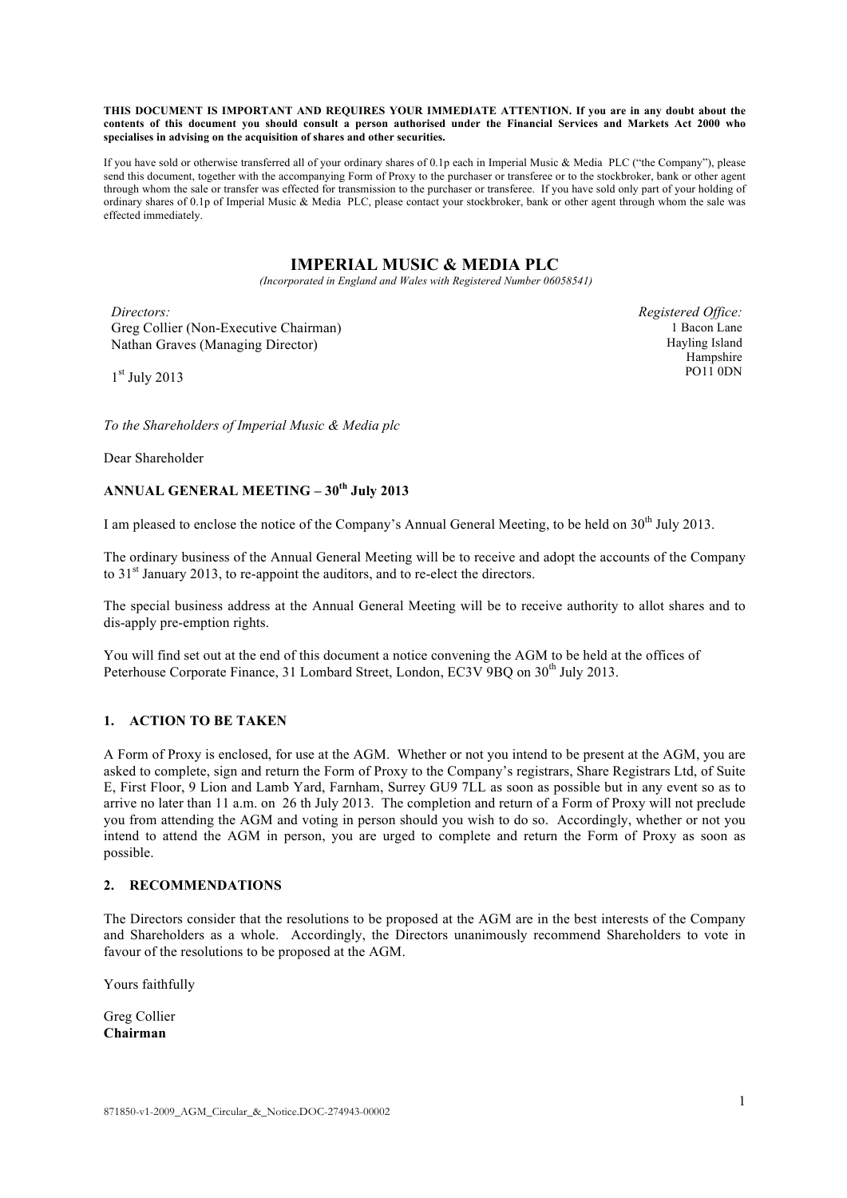**THIS DOCUMENT IS IMPORTANT AND REQUIRES YOUR IMMEDIATE ATTENTION. If you are in any doubt about the contents of this document you should consult a person authorised under the Financial Services and Markets Act 2000 who specialises in advising on the acquisition of shares and other securities.**

If you have sold or otherwise transferred all of your ordinary shares of 0.1p each in Imperial Music & Media PLC ("the Company"), please send this document, together with the accompanying Form of Proxy to the purchaser or transferee or to the stockbroker, bank or other agent through whom the sale or transfer was effected for transmission to the purchaser or transferee. If you have sold only part of your holding of ordinary shares of 0.1p of Imperial Music & Media PLC, please contact your stockbroker, bank or other agent through whom the sale was effected immediately.

# IMPERIAL MUSIC & MEDIA PLC

*(Incorporated in England and Wales with Registered Number 06058541)*

*Directors:*
Greg Collier (Non-Executive Chairman)
Nathan Graves (Managing Director)

*Registered Office:*
1 Bacon Lane
Hayling Island
Hampshire
PO11 0DN

1st July 2013

*To the Shareholders of Imperial Music & Media plc*

Dear Shareholder

**ANNUAL GENERAL MEETING – 30th July 2013**

I am pleased to enclose the notice of the Company's Annual General Meeting, to be held on 30th July 2013.

The ordinary business of the Annual General Meeting will be to receive and adopt the accounts of the Company to 31st January 2013, to re-appoint the auditors, and to re-elect the directors.

The special business address at the Annual General Meeting will be to receive authority to allot shares and to dis-apply pre-emption rights.

You will find set out at the end of this document a notice convening the AGM to be held at the offices of Peterhouse Corporate Finance, 31 Lombard Street, London, EC3V 9BQ on 30th July 2013.

## 1. ACTION TO BE TAKEN

A Form of Proxy is enclosed, for use at the AGM. Whether or not you intend to be present at the AGM, you are asked to complete, sign and return the Form of Proxy to the Company's registrars, Share Registrars Ltd, of Suite E, First Floor, 9 Lion and Lamb Yard, Farnham, Surrey GU9 7LL as soon as possible but in any event so as to arrive no later than 11 a.m. on 26 th July 2013. The completion and return of a Form of Proxy will not preclude you from attending the AGM and voting in person should you wish to do so. Accordingly, whether or not you intend to attend the AGM in person, you are urged to complete and return the Form of Proxy as soon as possible.

## 2. RECOMMENDATIONS

The Directors consider that the resolutions to be proposed at the AGM are in the best interests of the Company and Shareholders as a whole. Accordingly, the Directors unanimously recommend Shareholders to vote in favour of the resolutions to be proposed at the AGM.

Yours faithfully

Greg Collier
**Chairman**

871850-v1-2009_AGM_Circular_&_Notice.DOC-274943-00002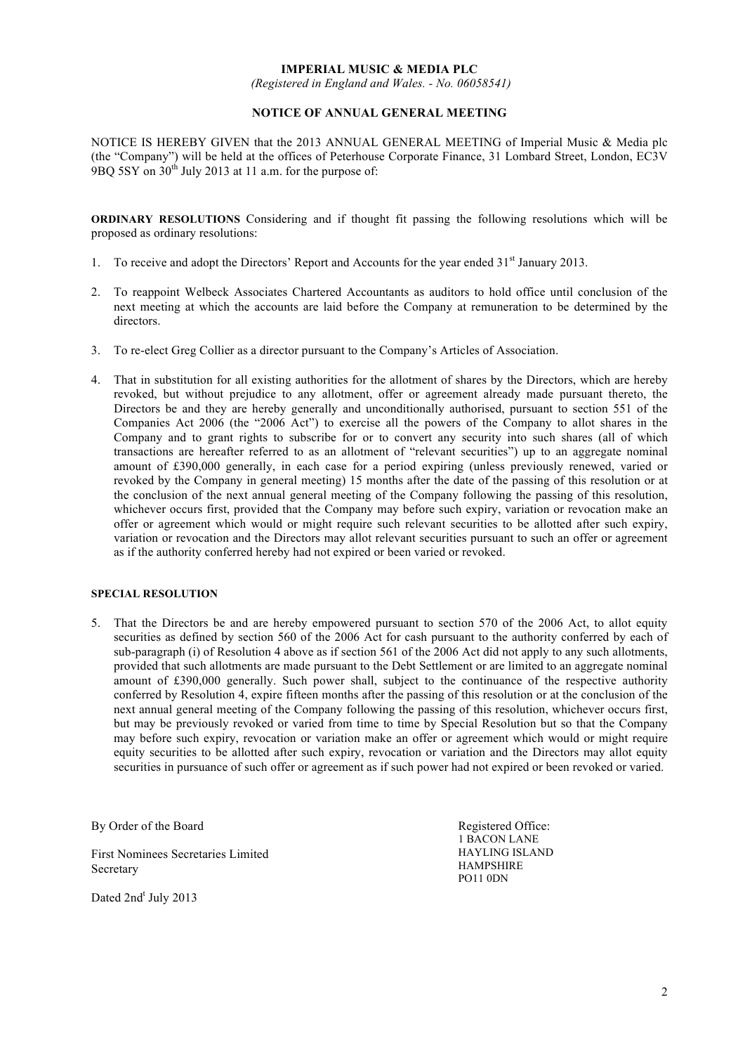**IMPERIAL MUSIC & MEDIA PLC**

*(Registered in England and Wales. - No. 06058541)*

**NOTICE OF ANNUAL GENERAL MEETING**

NOTICE IS HEREBY GIVEN that the 2013 ANNUAL GENERAL MEETING of Imperial Music & Media plc (the "Company") will be held at the offices of Peterhouse Corporate Finance, 31 Lombard Street, London, EC3V 9BQ 5SY on 30th July 2013 at 11 a.m. for the purpose of:

**ORDINARY RESOLUTIONS** Considering and if thought fit passing the following resolutions which will be proposed as ordinary resolutions:

1. To receive and adopt the Directors' Report and Accounts for the year ended 31st January 2013.
2. To reappoint Welbeck Associates Chartered Accountants as auditors to hold office until conclusion of the next meeting at which the accounts are laid before the Company at remuneration to be determined by the directors.
3. To re-elect Greg Collier as a director pursuant to the Company's Articles of Association.
4. That in substitution for all existing authorities for the allotment of shares by the Directors, which are hereby revoked, but without prejudice to any allotment, offer or agreement already made pursuant thereto, the Directors be and they are hereby generally and unconditionally authorised, pursuant to section 551 of the Companies Act 2006 (the "2006 Act") to exercise all the powers of the Company to allot shares in the Company and to grant rights to subscribe for or to convert any security into such shares (all of which transactions are hereafter referred to as an allotment of "relevant securities") up to an aggregate nominal amount of £390,000 generally, in each case for a period expiring (unless previously renewed, varied or revoked by the Company in general meeting) 15 months after the date of the passing of this resolution or at the conclusion of the next annual general meeting of the Company following the passing of this resolution, whichever occurs first, provided that the Company may before such expiry, variation or revocation make an offer or agreement which would or might require such relevant securities to be allotted after such expiry, variation or revocation and the Directors may allot relevant securities pursuant to such an offer or agreement as if the authority conferred hereby had not expired or been varied or revoked.

**SPECIAL RESOLUTION**

5. That the Directors be and are hereby empowered pursuant to section 570 of the 2006 Act, to allot equity securities as defined by section 560 of the 2006 Act for cash pursuant to the authority conferred by each of sub-paragraph (i) of Resolution 4 above as if section 561 of the 2006 Act did not apply to any such allotments, provided that such allotments are made pursuant to the Debt Settlement or are limited to an aggregate nominal amount of £390,000 generally. Such power shall, subject to the continuance of the respective authority conferred by Resolution 4, expire fifteen months after the passing of this resolution or at the conclusion of the next annual general meeting of the Company following the passing of this resolution, whichever occurs first, but may be previously revoked or varied from time to time by Special Resolution but so that the Company may before such expiry, revocation or variation make an offer or agreement which would or might require equity securities to be allotted after such expiry, revocation or variation and the Directors may allot equity securities in pursuance of such offer or agreement as if such power had not expired or been revoked or varied.

By Order of the Board

First Nominees Secretaries Limited
Secretary

Dated 2nd July 2013

Registered Office:
1 BACON LANE
HAYLING ISLAND
HAMPSHIRE
PO11 0DN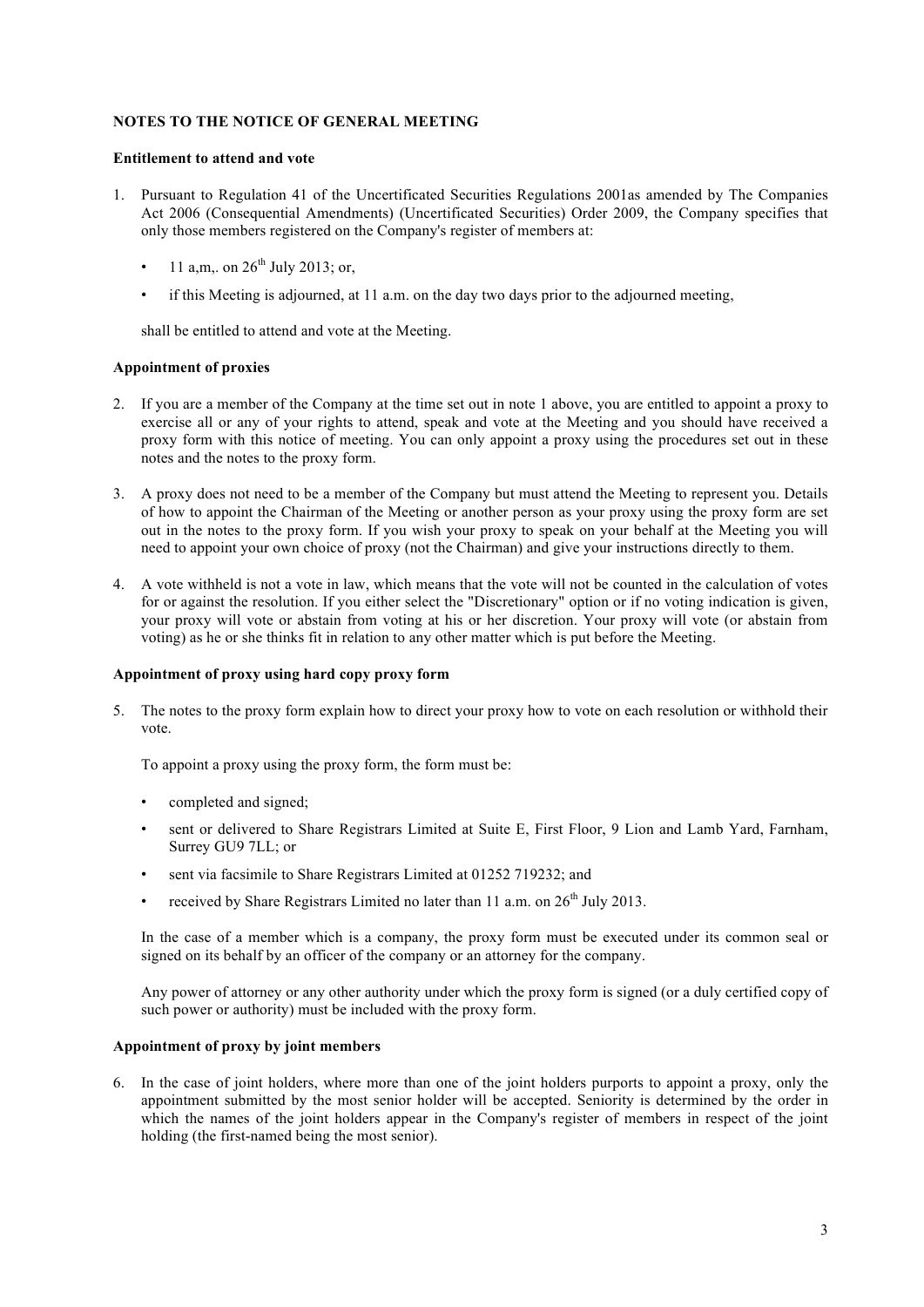**NOTES TO THE NOTICE OF GENERAL MEETING**

**Entitlement to attend and vote**

1. Pursuant to Regulation 41 of the Uncertificated Securities Regulations 2001as amended by The Companies Act 2006 (Consequential Amendments) (Uncertificated Securities) Order 2009, the Company specifies that only those members registered on the Company's register of members at:

   - 11 a,m,. on 26th July 2013; or,
   - if this Meeting is adjourned, at 11 a.m. on the day two days prior to the adjourned meeting,

   shall be entitled to attend and vote at the Meeting.

**Appointment of proxies**

2. If you are a member of the Company at the time set out in note 1 above, you are entitled to appoint a proxy to exercise all or any of your rights to attend, speak and vote at the Meeting and you should have received a proxy form with this notice of meeting. You can only appoint a proxy using the procedures set out in these notes and the notes to the proxy form.

3. A proxy does not need to be a member of the Company but must attend the Meeting to represent you. Details of how to appoint the Chairman of the Meeting or another person as your proxy using the proxy form are set out in the notes to the proxy form. If you wish your proxy to speak on your behalf at the Meeting you will need to appoint your own choice of proxy (not the Chairman) and give your instructions directly to them.

4. A vote withheld is not a vote in law, which means that the vote will not be counted in the calculation of votes for or against the resolution. If you either select the "Discretionary" option or if no voting indication is given, your proxy will vote or abstain from voting at his or her discretion. Your proxy will vote (or abstain from voting) as he or she thinks fit in relation to any other matter which is put before the Meeting.

**Appointment of proxy using hard copy proxy form**

5. The notes to the proxy form explain how to direct your proxy how to vote on each resolution or withhold their vote.

   To appoint a proxy using the proxy form, the form must be:

   - completed and signed;
   - sent or delivered to Share Registrars Limited at Suite E, First Floor, 9 Lion and Lamb Yard, Farnham, Surrey GU9 7LL; or
   - sent via facsimile to Share Registrars Limited at 01252 719232; and
   - received by Share Registrars Limited no later than 11 a.m. on 26th July 2013.

   In the case of a member which is a company, the proxy form must be executed under its common seal or signed on its behalf by an officer of the company or an attorney for the company.

   Any power of attorney or any other authority under which the proxy form is signed (or a duly certified copy of such power or authority) must be included with the proxy form.

**Appointment of proxy by joint members**

6. In the case of joint holders, where more than one of the joint holders purports to appoint a proxy, only the appointment submitted by the most senior holder will be accepted. Seniority is determined by the order in which the names of the joint holders appear in the Company's register of members in respect of the joint holding (the first-named being the most senior).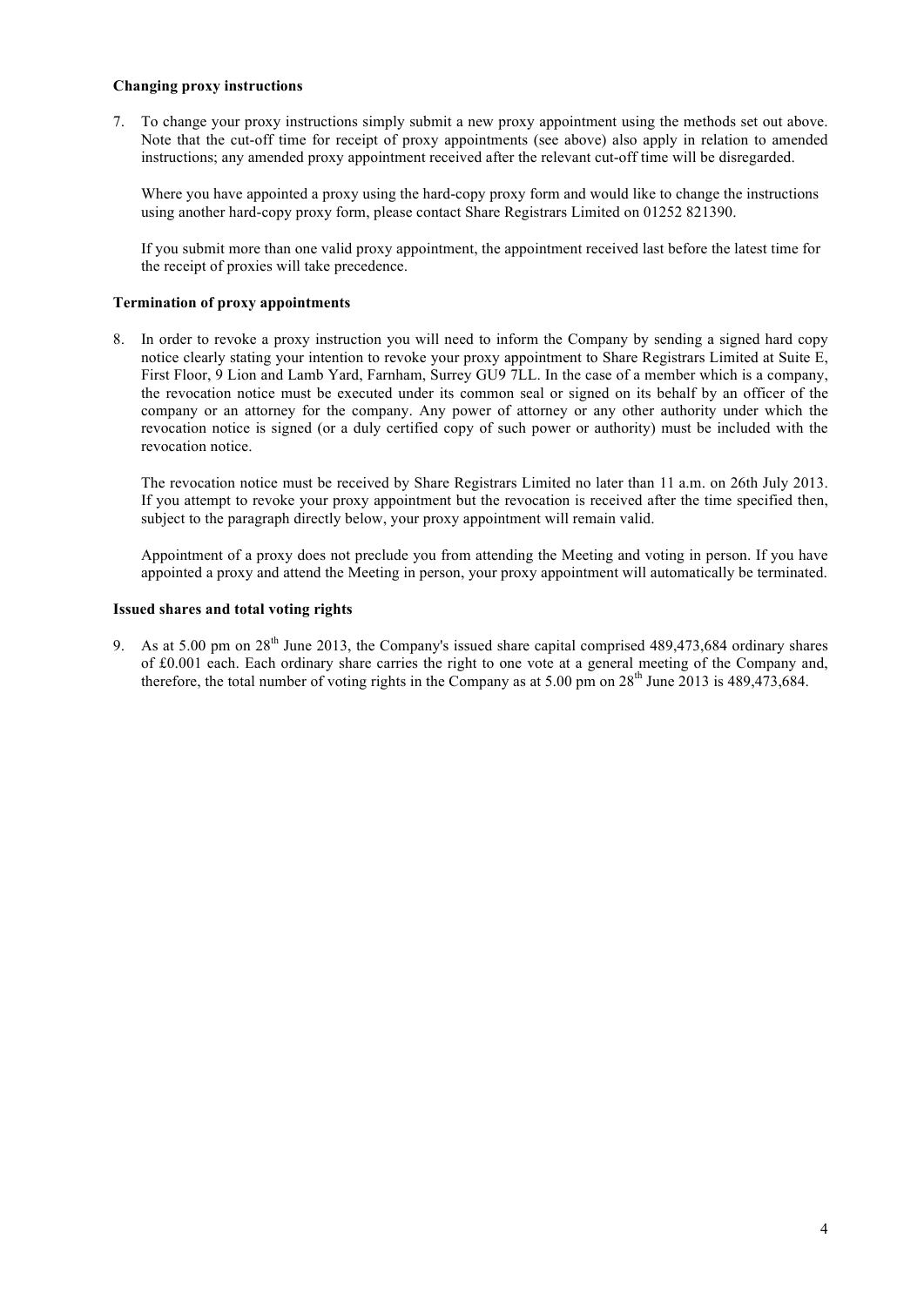**Changing proxy instructions**

7. To change your proxy instructions simply submit a new proxy appointment using the methods set out above. Note that the cut-off time for receipt of proxy appointments (see above) also apply in relation to amended instructions; any amended proxy appointment received after the relevant cut-off time will be disregarded.

   Where you have appointed a proxy using the hard-copy proxy form and would like to change the instructions using another hard-copy proxy form, please contact Share Registrars Limited on 01252 821390.

   If you submit more than one valid proxy appointment, the appointment received last before the latest time for the receipt of proxies will take precedence.

**Termination of proxy appointments**

8. In order to revoke a proxy instruction you will need to inform the Company by sending a signed hard copy notice clearly stating your intention to revoke your proxy appointment to Share Registrars Limited at Suite E, First Floor, 9 Lion and Lamb Yard, Farnham, Surrey GU9 7LL. In the case of a member which is a company, the revocation notice must be executed under its common seal or signed on its behalf by an officer of the company or an attorney for the company. Any power of attorney or any other authority under which the revocation notice is signed (or a duly certified copy of such power or authority) must be included with the revocation notice.

   The revocation notice must be received by Share Registrars Limited no later than 11 a.m. on 26th July 2013. If you attempt to revoke your proxy appointment but the revocation is received after the time specified then, subject to the paragraph directly below, your proxy appointment will remain valid.

   Appointment of a proxy does not preclude you from attending the Meeting and voting in person. If you have appointed a proxy and attend the Meeting in person, your proxy appointment will automatically be terminated.

**Issued shares and total voting rights**

9. As at 5.00 pm on 28th June 2013, the Company's issued share capital comprised 489,473,684 ordinary shares of £0.001 each. Each ordinary share carries the right to one vote at a general meeting of the Company and, therefore, the total number of voting rights in the Company as at 5.00 pm on 28th June 2013 is 489,473,684.